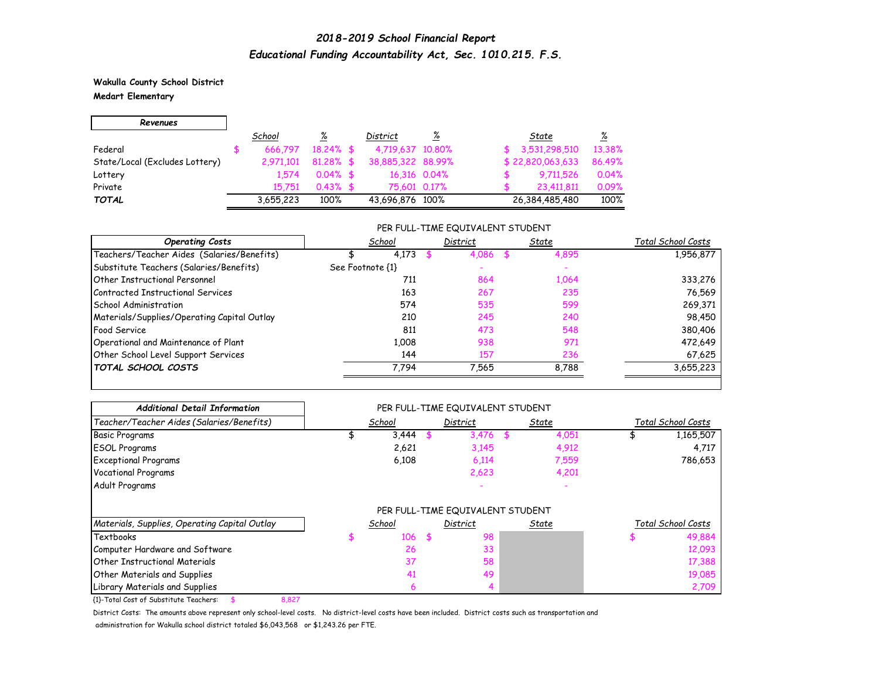# *2018-2019 School Financial Report*

## *Educational Funding Accountability Act, Sec. 1010.215. F.S.*

**Wakulla County School District**

**Medart Elementary**

| *Revenues* | *School* | *%* | *District* | *%* | *State* | *%* |
|---|---|---|---|---|---|---|
| Federal | $ 666,797 | 18.24% | $ 4,719,637 | 10.80% | $ 3,531,298,510 | 13.38% |
| State/Local (Excludes Lottery) | 2,971,101 | 81.28% | $ 38,885,322 | 88.99% | $ 22,820,063,633 | 86.49% |
| Lottery | 1,574 | 0.04% | $ 16,316 | 0.04% | $ 9,711,526 | 0.04% |
| Private | 15,751 | 0.43% | $ 75,601 | 0.17% | $ 23,411,811 | 0.09% |
| ***TOTAL*** | 3,655,223 | 100% | 43,696,876 | 100% | 26,384,485,480 | 100% |

PER FULL-TIME EQUIVALENT STUDENT

| *Operating Costs* | *School* | *District* | *State* | *Total School Costs* |
|---|---|---|---|---|
| Teachers/Teacher Aides (Salaries/Benefits) | $ 4,173 | $ 4,086 | $ 4,895 | 1,956,877 |
| Substitute Teachers (Salaries/Benefits) | See Footnote {1} | - | - | |
| Other Instructional Personnel | 711 | 864 | 1,064 | 333,276 |
| Contracted Instructional Services | 163 | 267 | 235 | 76,569 |
| School Administration | 574 | 535 | 599 | 269,371 |
| Materials/Supplies/Operating Capital Outlay | 210 | 245 | 240 | 98,450 |
| Food Service | 811 | 473 | 548 | 380,406 |
| Operational and Maintenance of Plant | 1,008 | 938 | 971 | 472,649 |
| Other School Level Support Services | 144 | 157 | 236 | 67,625 |
| ***TOTAL SCHOOL COSTS*** | 7,794 | 7,565 | 8,788 | 3,655,223 |

PER FULL-TIME EQUIVALENT STUDENT

| *Additional Detail Information* | | | | |
|---|---|---|---|---|
| *Teacher/Teacher Aides (Salaries/Benefits)* | *School* | *District* | *State* | *Total School Costs* |
| Basic Programs | $ 3,444 | $ 3,476 | $ 4,051 | $ 1,165,507 |
| ESOL Programs | 2,621 | 3,145 | 4,912 | 4,717 |
| Exceptional Programs | 6,108 | 6,114 | 7,559 | 786,653 |
| Vocational Programs | | 2,623 | 4,201 | |
| Adult Programs | | - | - | |

PER FULL-TIME EQUIVALENT STUDENT

| *Materials, Supplies, Operating Capital Outlay* | *School* | *District* | *State* | *Total School Costs* |
|---|---|---|---|---|
| Textbooks | $ 106 | $ 98 | | $ 49,884 |
| Computer Hardware and Software | 26 | 33 | | 12,093 |
| Other Instructional Materials | 37 | 58 | | 17,388 |
| Other Materials and Supplies | 41 | 49 | | 19,085 |
| Library Materials and Supplies | 6 | 4 | | 2,709 |

{1}-Total Cost of Substitute Teachers: $ 8,827

District Costs: The amounts above represent only school-level costs. No district-level costs have been included. District costs such as transportation and administration for Wakulla school district totaled $6,043,568 or $1,243.26 per FTE.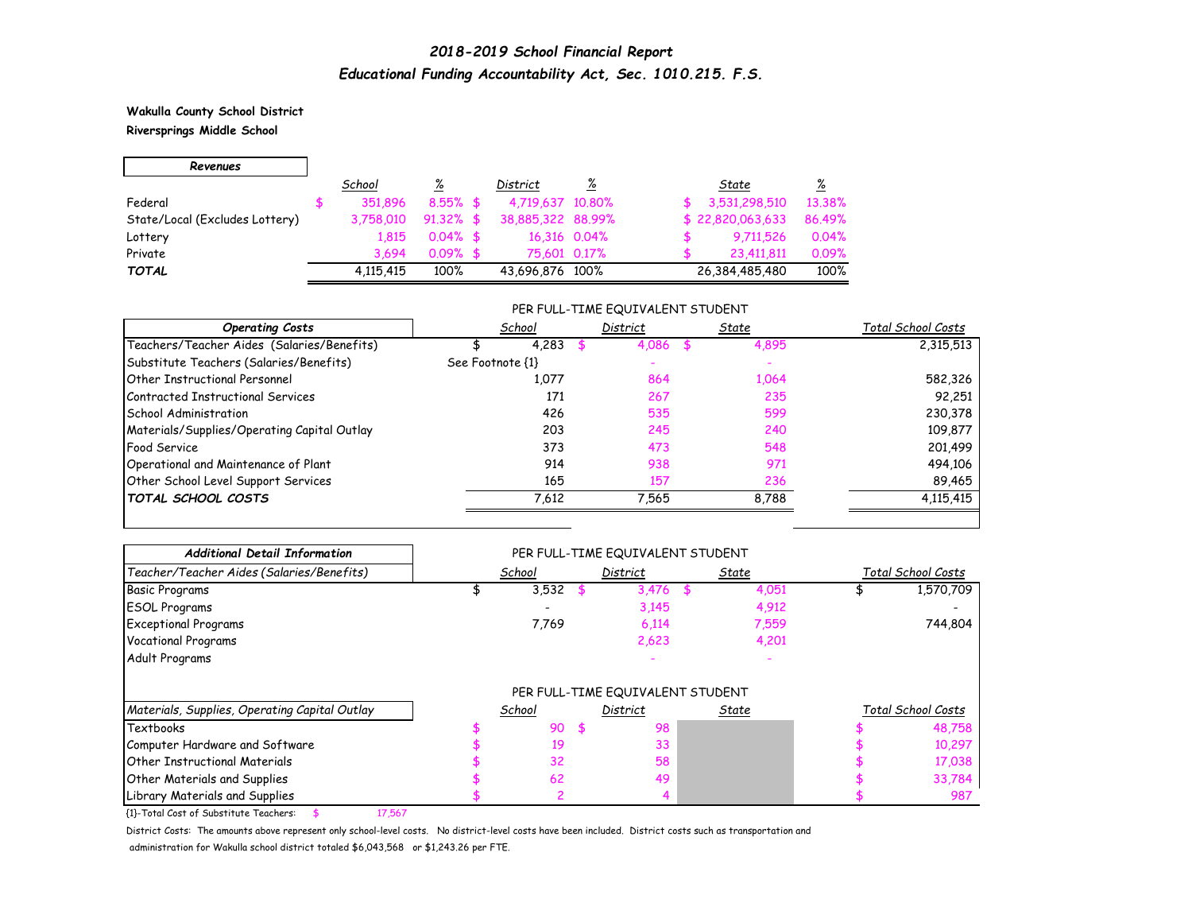## *2018-2019 School Financial Report*

## *Educational Funding Accountability Act, Sec. 1010.215. F.S.*

**Wakulla County School District**

**Riversprings Middle School**

| *Revenues* | *School* | *%* | *District* | *%* | *State* | *%* |
|---|---|---|---|---|---|---|
| Federal | $ 351,896 | 8.55% | $ 4,719,637 | 10.80% | $ 3,531,298,510 | 13.38% |
| State/Local (Excludes Lottery) | 3,758,010 | 91.32% | $ 38,885,322 | 88.99% | $ 22,820,063,633 | 86.49% |
| Lottery | 1,815 | 0.04% | $ 16,316 | 0.04% | $ 9,711,526 | 0.04% |
| Private | 3,694 | 0.09% | $ 75,601 | 0.17% | $ 23,411,811 | 0.09% |
| ***TOTAL*** | 4,115,415 | 100% | 43,696,876 | 100% | 26,384,485,480 | 100% |

PER FULL-TIME EQUIVALENT STUDENT

| *Operating Costs* | *School* | *District* | *State* | *Total School Costs* |
|---|---|---|---|---|
| Teachers/Teacher Aides (Salaries/Benefits) | $ 4,283 | $ 4,086 | $ 4,895 | 2,315,513 |
| Substitute Teachers (Salaries/Benefits) | See Footnote {1} | - | - | |
| Other Instructional Personnel | 1,077 | 864 | 1,064 | 582,326 |
| Contracted Instructional Services | 171 | 267 | 235 | 92,251 |
| School Administration | 426 | 535 | 599 | 230,378 |
| Materials/Supplies/Operating Capital Outlay | 203 | 245 | 240 | 109,877 |
| Food Service | 373 | 473 | 548 | 201,499 |
| Operational and Maintenance of Plant | 914 | 938 | 971 | 494,106 |
| Other School Level Support Services | 165 | 157 | 236 | 89,465 |
| ***TOTAL SCHOOL COSTS*** | 7,612 | 7,565 | 8,788 | 4,115,415 |

PER FULL-TIME EQUIVALENT STUDENT

| *Additional Detail Information* — *Teacher/Teacher Aides (Salaries/Benefits)* | *School* | *District* | *State* | *Total School Costs* |
|---|---|---|---|---|
| Basic Programs | $ 3,532 | $ 3,476 | $ 4,051 | $ 1,570,709 |
| ESOL Programs | - | 3,145 | 4,912 | - |
| Exceptional Programs | 7,769 | 6,114 | 7,559 | 744,804 |
| Vocational Programs | | 2,623 | 4,201 | |
| Adult Programs | | - | - | |

PER FULL-TIME EQUIVALENT STUDENT

| *Materials, Supplies, Operating Capital Outlay* | *School* | *District* | *State* | *Total School Costs* |
|---|---|---|---|---|
| Textbooks | $ 90 | $ 98 | | $ 48,758 |
| Computer Hardware and Software | $ 19 | 33 | | $ 10,297 |
| Other Instructional Materials | $ 32 | 58 | | $ 17,038 |
| Other Materials and Supplies | $ 62 | 49 | | $ 33,784 |
| Library Materials and Supplies | $ 2 | 4 | | $ 987 |

{1}-Total Cost of Substitute Teachers: $ 17,567

District Costs: The amounts above represent only school-level costs. No district-level costs have been included. District costs such as transportation and administration for Wakulla school district totaled $6,043,568 or $1,243.26 per FTE.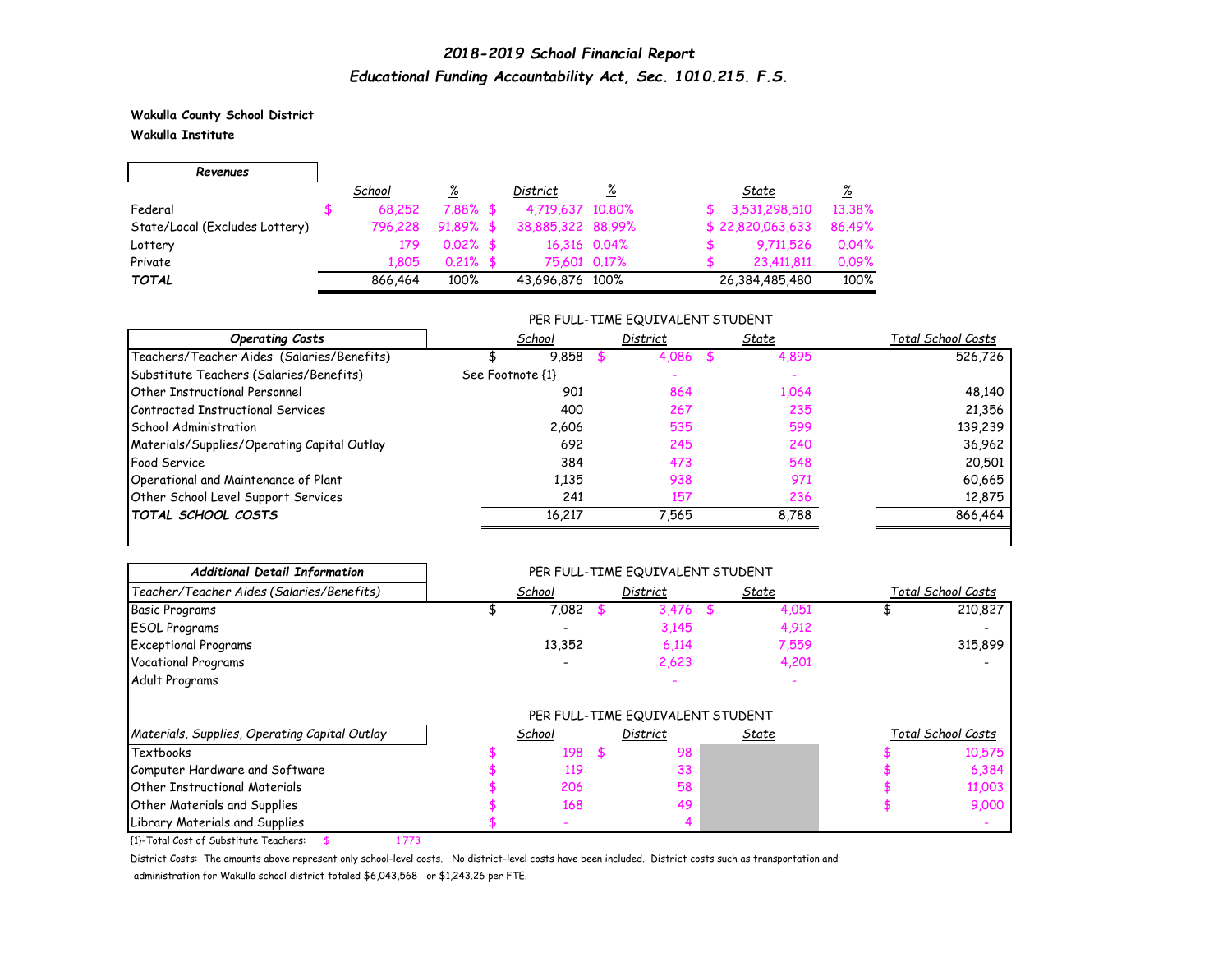# 2018-2019 School Financial Report

## Educational Funding Accountability Act, Sec. 1010.215. F.S.

**Wakulla County School District**

**Wakulla Institute**

| Revenues | School | % | District | % | State | % |
|---|---|---|---|---|---|---|
| Federal | $ 68,252 | 7.88% | $ 4,719,637 | 10.80% | $ 3,531,298,510 | 13.38% |
| State/Local (Excludes Lottery) | 796,228 | 91.89% | $ 38,885,322 | 88.99% | $ 22,820,063,633 | 86.49% |
| Lottery | 179 | 0.02% | $ 16,316 | 0.04% | $ 9,711,526 | 0.04% |
| Private | 1,805 | 0.21% | $ 75,601 | 0.17% | $ 23,411,811 | 0.09% |
| ***TOTAL*** | 866,464 | 100% | 43,696,876 | 100% | 26,384,485,480 | 100% |

PER FULL-TIME EQUIVALENT STUDENT

| Operating Costs | School | District | State | Total School Costs |
|---|---|---|---|---|
| Teachers/Teacher Aides (Salaries/Benefits) | $ 9,858 | $ 4,086 | $ 4,895 | 526,726 |
| Substitute Teachers (Salaries/Benefits) | See Footnote {1} | - | - | |
| Other Instructional Personnel | 901 | 864 | 1,064 | 48,140 |
| Contracted Instructional Services | 400 | 267 | 235 | 21,356 |
| School Administration | 2,606 | 535 | 599 | 139,239 |
| Materials/Supplies/Operating Capital Outlay | 692 | 245 | 240 | 36,962 |
| Food Service | 384 | 473 | 548 | 20,501 |
| Operational and Maintenance of Plant | 1,135 | 938 | 971 | 60,665 |
| Other School Level Support Services | 241 | 157 | 236 | 12,875 |
| ***TOTAL SCHOOL COSTS*** | 16,217 | 7,565 | 8,788 | 866,464 |

PER FULL-TIME EQUIVALENT STUDENT

| Additional Detail Information<br>Teacher/Teacher Aides (Salaries/Benefits) | School | District | State | Total School Costs |
|---|---|---|---|---|
| Basic Programs | $ 7,082 | $ 3,476 | $ 4,051 | $ 210,827 |
| ESOL Programs | - | 3,145 | 4,912 | - |
| Exceptional Programs | 13,352 | 6,114 | 7,559 | 315,899 |
| Vocational Programs | - | 2,623 | 4,201 | - |
| Adult Programs | | - | - | |

PER FULL-TIME EQUIVALENT STUDENT

| Materials, Supplies, Operating Capital Outlay | School | District | State | Total School Costs |
|---|---|---|---|---|
| Textbooks | $ 198 | $ 98 | | $ 10,575 |
| Computer Hardware and Software | $ 119 | 33 | | $ 6,384 |
| Other Instructional Materials | $ 206 | 58 | | $ 11,003 |
| Other Materials and Supplies | $ 168 | 49 | | $ 9,000 |
| Library Materials and Supplies | $ - | 4 | | - |

{1}-Total Cost of Substitute Teachers: $ 1,773

District Costs: The amounts above represent only school-level costs. No district-level costs have been included. District costs such as transportation and administration for Wakulla school district totaled $6,043,568 or $1,243.26 per FTE.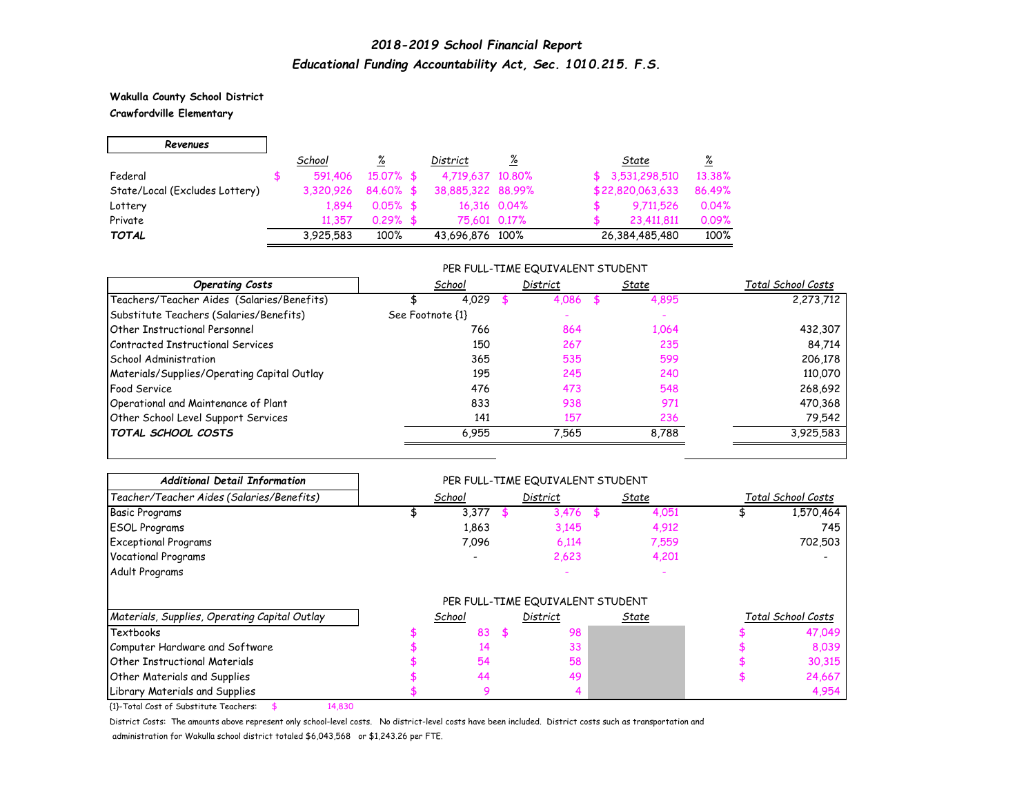# *2018-2019 School Financial Report*

## *Educational Funding Accountability Act, Sec. 1010.215. F.S.*

**Wakulla County School District**

**Crawfordville Elementary**

| *Revenues* | *School* | *%* | *District* | *%* | *State* | *%* |
|---|---|---|---|---|---|---|
| Federal | $ 591,406 | 15.07% | $ 4,719,637 | 10.80% | $ 3,531,298,510 | 13.38% |
| State/Local (Excludes Lottery) | 3,320,926 | 84.60% | $ 38,885,322 | 88.99% | $ 22,820,063,633 | 86.49% |
| Lottery | 1,894 | 0.05% | $ 16,316 | 0.04% | $ 9,711,526 | 0.04% |
| Private | 11,357 | 0.29% | $ 75,601 | 0.17% | $ 23,411,811 | 0.09% |
| ***TOTAL*** | 3,925,583 | 100% | 43,696,876 | 100% | 26,384,485,480 | 100% |

PER FULL-TIME EQUIVALENT STUDENT

| *Operating Costs* | *School* | *District* | *State* | *Total School Costs* |
|---|---|---|---|---|
| Teachers/Teacher Aides (Salaries/Benefits) | $ 4,029 | $ 4,086 | $ 4,895 | 2,273,712 |
| Substitute Teachers (Salaries/Benefits) | See Footnote {1} | - | - | |
| Other Instructional Personnel | 766 | 864 | 1,064 | 432,307 |
| Contracted Instructional Services | 150 | 267 | 235 | 84,714 |
| School Administration | 365 | 535 | 599 | 206,178 |
| Materials/Supplies/Operating Capital Outlay | 195 | 245 | 240 | 110,070 |
| Food Service | 476 | 473 | 548 | 268,692 |
| Operational and Maintenance of Plant | 833 | 938 | 971 | 470,368 |
| Other School Level Support Services | 141 | 157 | 236 | 79,542 |
| ***TOTAL SCHOOL COSTS*** | 6,955 | 7,565 | 8,788 | 3,925,583 |

PER FULL-TIME EQUIVALENT STUDENT

| ***Additional Detail Information*** | | | | |
|---|---|---|---|---|
| *Teacher/Teacher Aides (Salaries/Benefits)* | *School* | *District* | *State* | *Total School Costs* |
| Basic Programs | $ 3,377 | $ 3,476 | $ 4,051 | $ 1,570,464 |
| ESOL Programs | 1,863 | 3,145 | 4,912 | 745 |
| Exceptional Programs | 7,096 | 6,114 | 7,559 | 702,503 |
| Vocational Programs | - | 2,623 | 4,201 | - |
| Adult Programs | | - | - | |

PER FULL-TIME EQUIVALENT STUDENT

| *Materials, Supplies, Operating Capital Outlay* | *School* | *District* | *State* | *Total School Costs* |
|---|---|---|---|---|
| Textbooks | $ 83 | $ 98 | | $ 47,049 |
| Computer Hardware and Software | $ 14 | 33 | | $ 8,039 |
| Other Instructional Materials | $ 54 | 58 | | $ 30,315 |
| Other Materials and Supplies | $ 44 | 49 | | $ 24,667 |
| Library Materials and Supplies | $ 9 | 4 | | 4,954 |

{1}-Total Cost of Substitute Teachers: $ 14,830

District Costs: The amounts above represent only school-level costs. No district-level costs have been included. District costs such as transportation and administration for Wakulla school district totaled $6,043,568 or $1,243.26 per FTE.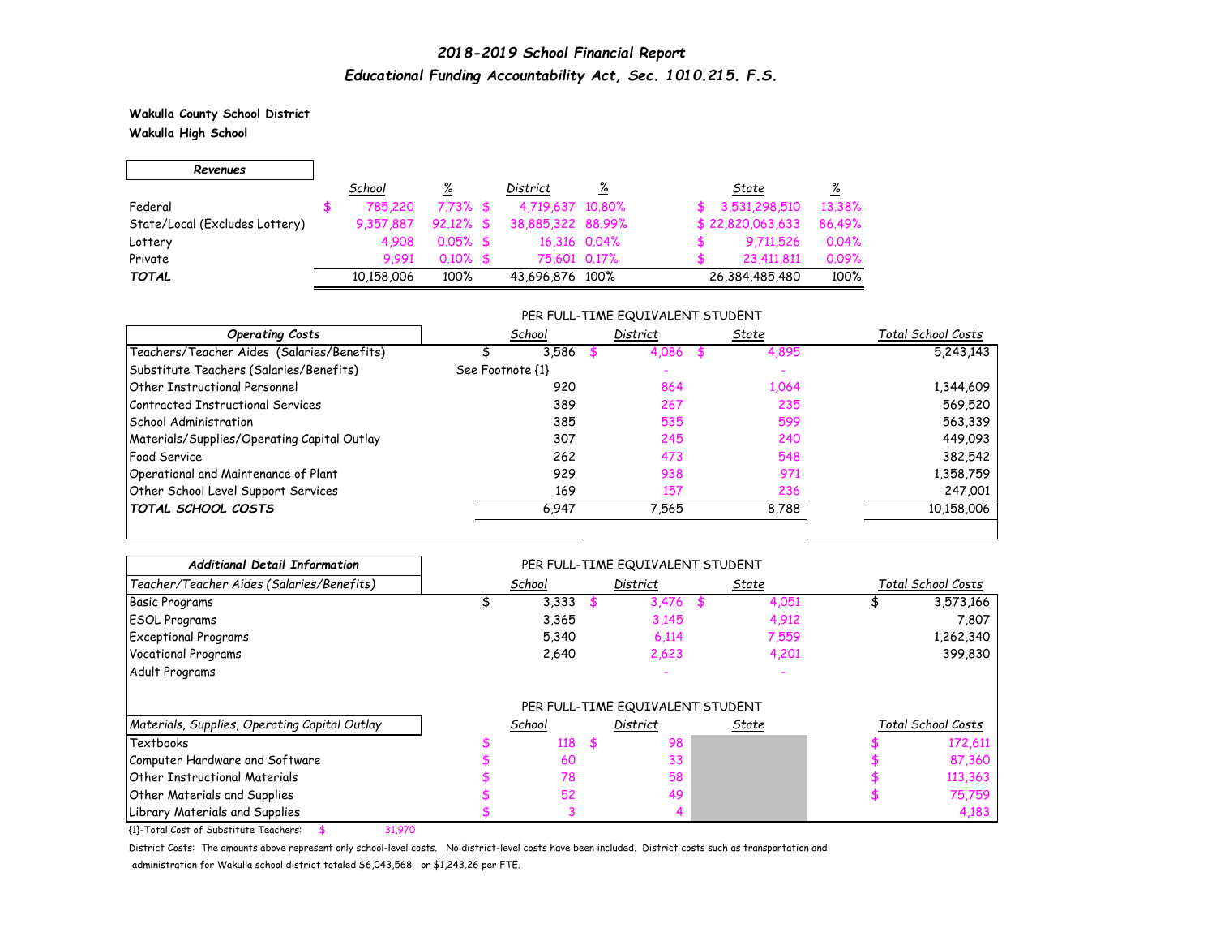## *2018-2019 School Financial Report*
## *Educational Funding Accountability Act, Sec. 1010.215. F.S.*

**Wakulla County School District**
**Wakulla High School**

| *Revenues* | *School* | *%* | *District* | *%* | *State* | *%* |
|---|---|---|---|---|---|---|
| Federal | $ 785,220 | 7.73% | $ 4,719,637 | 10.80% | $ 3,531,298,510 | 13.38% |
| State/Local (Excludes Lottery) | 9,357,887 | 92.12% | $ 38,885,322 | 88.99% | $ 22,820,063,633 | 86.49% |
| Lottery | 4,908 | 0.05% | $ 16,316 | 0.04% | $ 9,711,526 | 0.04% |
| Private | 9,991 | 0.10% | $ 75,601 | 0.17% | $ 23,411,811 | 0.09% |
| ***TOTAL*** | 10,158,006 | 100% | 43,696,876 | 100% | 26,384,485,480 | 100% |

PER FULL-TIME EQUIVALENT STUDENT

| *Operating Costs* | *School* | *District* | *State* | *Total School Costs* |
|---|---|---|---|---|
| Teachers/Teacher Aides (Salaries/Benefits) | $ 3,586 | $ 4,086 | $ 4,895 | 5,243,143 |
| Substitute Teachers (Salaries/Benefits) | See Footnote {1} | - | - | |
| Other Instructional Personnel | 920 | 864 | 1,064 | 1,344,609 |
| Contracted Instructional Services | 389 | 267 | 235 | 569,520 |
| School Administration | 385 | 535 | 599 | 563,339 |
| Materials/Supplies/Operating Capital Outlay | 307 | 245 | 240 | 449,093 |
| Food Service | 262 | 473 | 548 | 382,542 |
| Operational and Maintenance of Plant | 929 | 938 | 971 | 1,358,759 |
| Other School Level Support Services | 169 | 157 | 236 | 247,001 |
| ***TOTAL SCHOOL COSTS*** | 6,947 | 7,565 | 8,788 | 10,158,006 |

PER FULL-TIME EQUIVALENT STUDENT

| *Additional Detail Information* | | | | |
|---|---|---|---|---|
| *Teacher/Teacher Aides (Salaries/Benefits)* | *School* | *District* | *State* | *Total School Costs* |
| Basic Programs | $ 3,333 | $ 3,476 | $ 4,051 | $ 3,573,166 |
| ESOL Programs | 3,365 | 3,145 | 4,912 | 7,807 |
| Exceptional Programs | 5,340 | 6,114 | 7,559 | 1,262,340 |
| Vocational Programs | 2,640 | 2,623 | 4,201 | 399,830 |
| Adult Programs | | - | - | |

PER FULL-TIME EQUIVALENT STUDENT

| *Materials, Supplies, Operating Capital Outlay* | *School* | *District* | *State* | *Total School Costs* |
|---|---|---|---|---|
| Textbooks | $ 118 | $ 98 | | $ 172,611 |
| Computer Hardware and Software | $ 60 | 33 | | $ 87,360 |
| Other Instructional Materials | $ 78 | 58 | | $ 113,363 |
| Other Materials and Supplies | $ 52 | 49 | | $ 75,759 |
| Library Materials and Supplies | $ 3 | 4 | | 4,183 |

{1}-Total Cost of Substitute Teachers: $ 31,970

District Costs: The amounts above represent only school-level costs. No district-level costs have been included. District costs such as transportation and administration for Wakulla school district totaled $6,043,568 or $1,243.26 per FTE.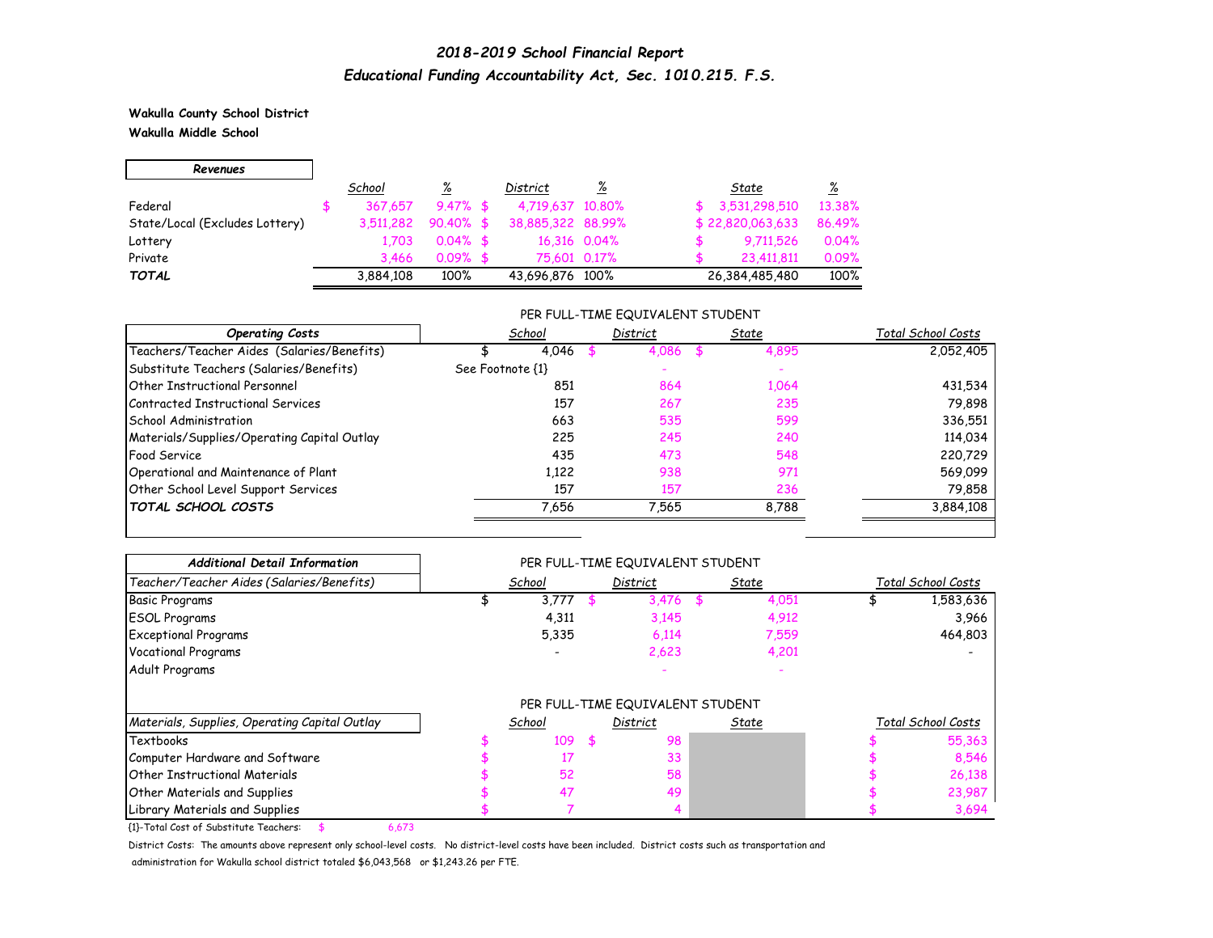## *2018-2019 School Financial Report*
## *Educational Funding Accountability Act, Sec. 1010.215. F.S.*

**Wakulla County School District**
**Wakulla Middle School**

| *Revenues* | *School* | *%* | *District* | *%* | *State* | *%* |
|---|---|---|---|---|---|---|
| Federal | $ 367,657 | 9.47% | $ 4,719,637 | 10.80% | $ 3,531,298,510 | 13.38% |
| State/Local (Excludes Lottery) | 3,511,282 | 90.40% | $ 38,885,322 | 88.99% | $ 22,820,063,633 | 86.49% |
| Lottery | 1,703 | 0.04% | $ 16,316 | 0.04% | $ 9,711,526 | 0.04% |
| Private | 3,466 | 0.09% | $ 75,601 | 0.17% | $ 23,411,811 | 0.09% |
| ***TOTAL*** | 3,884,108 | 100% | 43,696,876 | 100% | 26,384,485,480 | 100% |

PER FULL-TIME EQUIVALENT STUDENT

| *Operating Costs* | *School* | *District* | *State* | *Total School Costs* |
|---|---|---|---|---|
| Teachers/Teacher Aides (Salaries/Benefits) | $ 4,046 | $ 4,086 | $ 4,895 | 2,052,405 |
| Substitute Teachers (Salaries/Benefits) | See Footnote {1} | - | - | |
| Other Instructional Personnel | 851 | 864 | 1,064 | 431,534 |
| Contracted Instructional Services | 157 | 267 | 235 | 79,898 |
| School Administration | 663 | 535 | 599 | 336,551 |
| Materials/Supplies/Operating Capital Outlay | 225 | 245 | 240 | 114,034 |
| Food Service | 435 | 473 | 548 | 220,729 |
| Operational and Maintenance of Plant | 1,122 | 938 | 971 | 569,099 |
| Other School Level Support Services | 157 | 157 | 236 | 79,858 |
| ***TOTAL SCHOOL COSTS*** | 7,656 | 7,565 | 8,788 | 3,884,108 |

PER FULL-TIME EQUIVALENT STUDENT

| *Additional Detail Information* | | | | |
|---|---|---|---|---|
| *Teacher/Teacher Aides (Salaries/Benefits)* | *School* | *District* | *State* | *Total School Costs* |
| Basic Programs | $ 3,777 | $ 3,476 | $ 4,051 | $ 1,583,636 |
| ESOL Programs | 4,311 | 3,145 | 4,912 | 3,966 |
| Exceptional Programs | 5,335 | 6,114 | 7,559 | 464,803 |
| Vocational Programs | - | 2,623 | 4,201 | - |
| Adult Programs | | - | - | |

PER FULL-TIME EQUIVALENT STUDENT

| *Materials, Supplies, Operating Capital Outlay* | *School* | *District* | *State* | *Total School Costs* |
|---|---|---|---|---|
| Textbooks | $ 109 | $ 98 | | $ 55,363 |
| Computer Hardware and Software | $ 17 | 33 | | $ 8,546 |
| Other Instructional Materials | $ 52 | 58 | | $ 26,138 |
| Other Materials and Supplies | $ 47 | 49 | | $ 23,987 |
| Library Materials and Supplies | $ 7 | 4 | | $ 3,694 |

{1}-Total Cost of Substitute Teachers: $ 6,673

District Costs: The amounts above represent only school-level costs. No district-level costs have been included. District costs such as transportation and administration for Wakulla school district totaled $6,043,568 or $1,243.26 per FTE.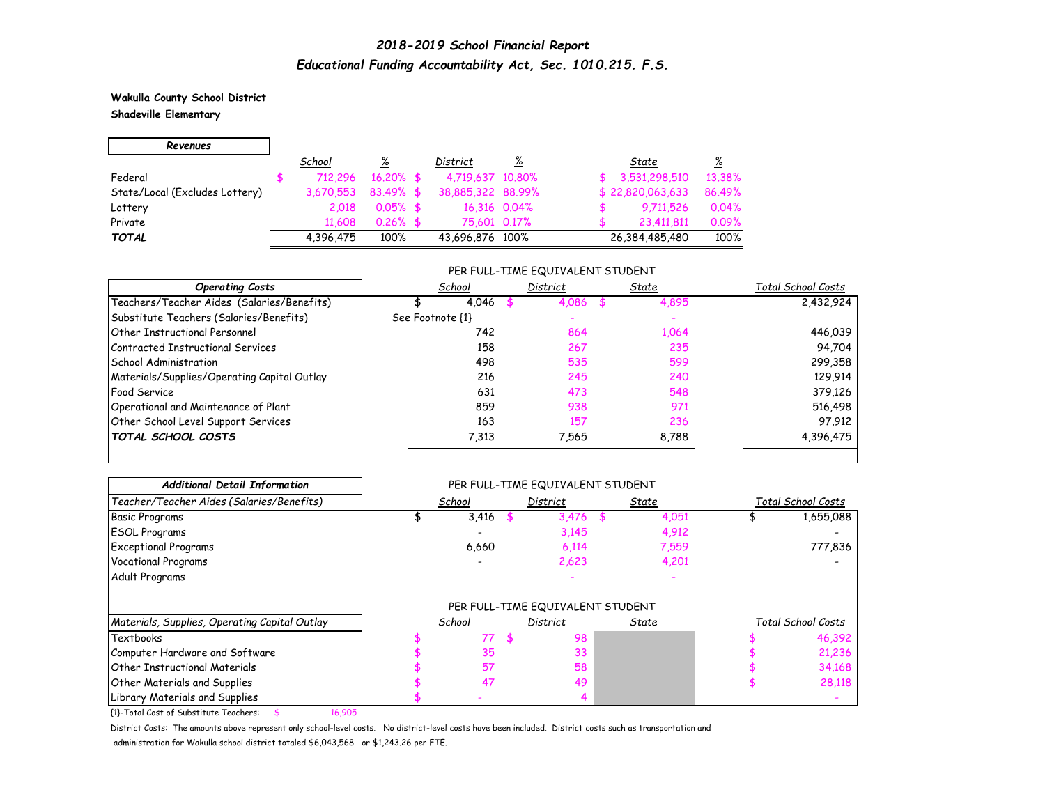## *2018-2019 School Financial Report*
## *Educational Funding Accountability Act, Sec. 1010.215. F.S.*

**Wakulla County School District**
**Shadeville Elementary**

| *Revenues* | *School* | *%* | *District* | *%* | *State* | *%* |
|---|---|---|---|---|---|---|
| Federal | $ 712,296 | 16.20% | $ 4,719,637 | 10.80% | $ 3,531,298,510 | 13.38% |
| State/Local (Excludes Lottery) | 3,670,553 | 83.49% | $ 38,885,322 | 88.99% | $ 22,820,063,633 | 86.49% |
| Lottery | 2,018 | 0.05% | $ 16,316 | 0.04% | $ 9,711,526 | 0.04% |
| Private | 11,608 | 0.26% | $ 75,601 | 0.17% | $ 23,411,811 | 0.09% |
| ***TOTAL*** | 4,396,475 | 100% | 43,696,876 | 100% | 26,384,485,480 | 100% |

PER FULL-TIME EQUIVALENT STUDENT

| *Operating Costs* | *School* | *District* | *State* | *Total School Costs* |
|---|---|---|---|---|
| Teachers/Teacher Aides (Salaries/Benefits) | $ 4,046 | $ 4,086 | $ 4,895 | 2,432,924 |
| Substitute Teachers (Salaries/Benefits) | See Footnote {1} | - | - | |
| Other Instructional Personnel | 742 | 864 | 1,064 | 446,039 |
| Contracted Instructional Services | 158 | 267 | 235 | 94,704 |
| School Administration | 498 | 535 | 599 | 299,358 |
| Materials/Supplies/Operating Capital Outlay | 216 | 245 | 240 | 129,914 |
| Food Service | 631 | 473 | 548 | 379,126 |
| Operational and Maintenance of Plant | 859 | 938 | 971 | 516,498 |
| Other School Level Support Services | 163 | 157 | 236 | 97,912 |
| ***TOTAL SCHOOL COSTS*** | 7,313 | 7,565 | 8,788 | 4,396,475 |

PER FULL-TIME EQUIVALENT STUDENT

| *Additional Detail Information* | | | | |
|---|---|---|---|---|
| *Teacher/Teacher Aides (Salaries/Benefits)* | *School* | *District* | *State* | *Total School Costs* |
| Basic Programs | $ 3,416 | $ 3,476 | $ 4,051 | $ 1,655,088 |
| ESOL Programs | - | 3,145 | 4,912 | - |
| Exceptional Programs | 6,660 | 6,114 | 7,559 | 777,836 |
| Vocational Programs | - | 2,623 | 4,201 | - |
| Adult Programs | | - | - | |

PER FULL-TIME EQUIVALENT STUDENT

| *Materials, Supplies, Operating Capital Outlay* | *School* | *District* | *State* | *Total School Costs* |
|---|---|---|---|---|
| Textbooks | $ 77 | $ 98 | | $ 46,392 |
| Computer Hardware and Software | $ 35 | 33 | | $ 21,236 |
| Other Instructional Materials | $ 57 | 58 | | $ 34,168 |
| Other Materials and Supplies | $ 47 | 49 | | $ 28,118 |
| Library Materials and Supplies | $ - | 4 | | - |

{1}-Total Cost of Substitute Teachers: $ 16,905

District Costs: The amounts above represent only school-level costs. No district-level costs have been included. District costs such as transportation and administration for Wakulla school district totaled $6,043,568 or $1,243.26 per FTE.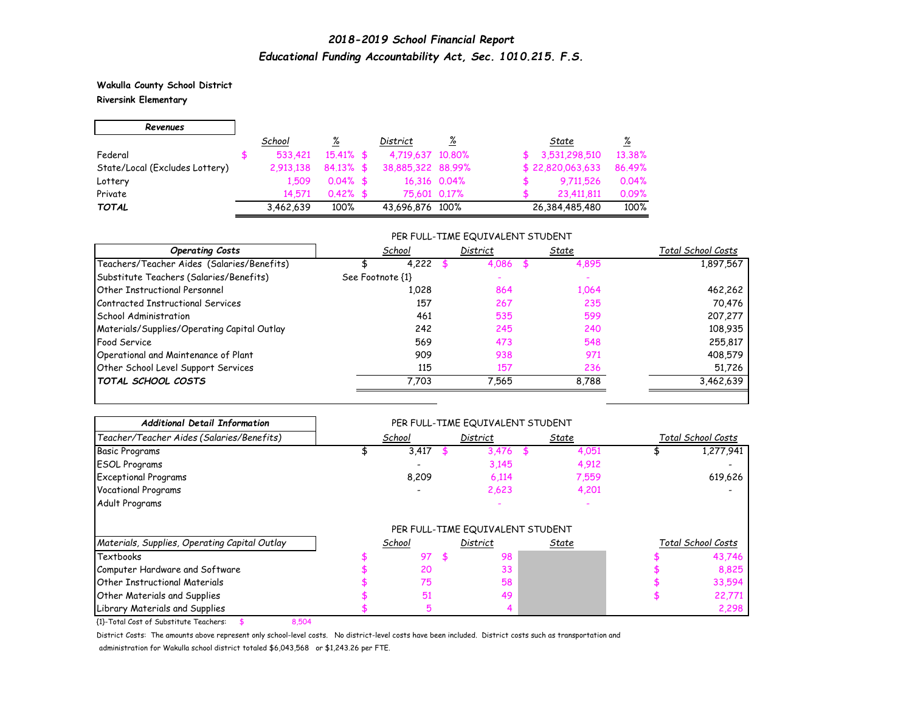# *2018-2019 School Financial Report*
## *Educational Funding Accountability Act, Sec. 1010.215. F.S.*

**Wakulla County School District**
**Riversink Elementary**

| ***Revenues*** | *School* | *%* | *District* | *%* | *State* | *%* |
|---|---|---|---|---|---|---|
| Federal | $ 533,421 | 15.41% | $ 4,719,637 | 10.80% | $ 3,531,298,510 | 13.38% |
| State/Local (Excludes Lottery) | 2,913,138 | 84.13% | $ 38,885,322 | 88.99% | $ 22,820,063,633 | 86.49% |
| Lottery | 1,509 | 0.04% | $ 16,316 | 0.04% | $ 9,711,526 | 0.04% |
| Private | 14,571 | 0.42% | $ 75,601 | 0.17% | $ 23,411,811 | 0.09% |
| ***TOTAL*** | 3,462,639 | 100% | 43,696,876 | 100% | 26,384,485,480 | 100% |

PER FULL-TIME EQUIVALENT STUDENT

| *Operating Costs* | *School* | *District* | *State* | *Total School Costs* |
|---|---|---|---|---|
| Teachers/Teacher Aides (Salaries/Benefits) | $ 4,222 | $ 4,086 | $ 4,895 | 1,897,567 |
| Substitute Teachers (Salaries/Benefits) | See Footnote {1} | - | - | |
| Other Instructional Personnel | 1,028 | 864 | 1,064 | 462,262 |
| Contracted Instructional Services | 157 | 267 | 235 | 70,476 |
| School Administration | 461 | 535 | 599 | 207,277 |
| Materials/Supplies/Operating Capital Outlay | 242 | 245 | 240 | 108,935 |
| Food Service | 569 | 473 | 548 | 255,817 |
| Operational and Maintenance of Plant | 909 | 938 | 971 | 408,579 |
| Other School Level Support Services | 115 | 157 | 236 | 51,726 |
| ***TOTAL SCHOOL COSTS*** | 7,703 | 7,565 | 8,788 | 3,462,639 |

PER FULL-TIME EQUIVALENT STUDENT

| ***Additional Detail Information*** | | | | |
|---|---|---|---|---|
| *Teacher/Teacher Aides (Salaries/Benefits)* | *School* | *District* | *State* | *Total School Costs* |
| Basic Programs | $ 3,417 | $ 3,476 | $ 4,051 | $ 1,277,941 |
| ESOL Programs | - | 3,145 | 4,912 | - |
| Exceptional Programs | 8,209 | 6,114 | 7,559 | 619,626 |
| Vocational Programs | - | 2,623 | 4,201 | - |
| Adult Programs | | - | - | |

PER FULL-TIME EQUIVALENT STUDENT

| *Materials, Supplies, Operating Capital Outlay* | *School* | *District* | *State* | *Total School Costs* |
|---|---|---|---|---|
| Textbooks | $ 97 | $ 98 | | $ 43,746 |
| Computer Hardware and Software | $ 20 | 33 | | $ 8,825 |
| Other Instructional Materials | $ 75 | 58 | | $ 33,594 |
| Other Materials and Supplies | $ 51 | 49 | | $ 22,771 |
| Library Materials and Supplies | $ 5 | 4 | | 2,298 |

{1}-Total Cost of Substitute Teachers: $ 8,504

District Costs: The amounts above represent only school-level costs. No district-level costs have been included. District costs such as transportation and administration for Wakulla school district totaled $6,043,568 or $1,243.26 per FTE.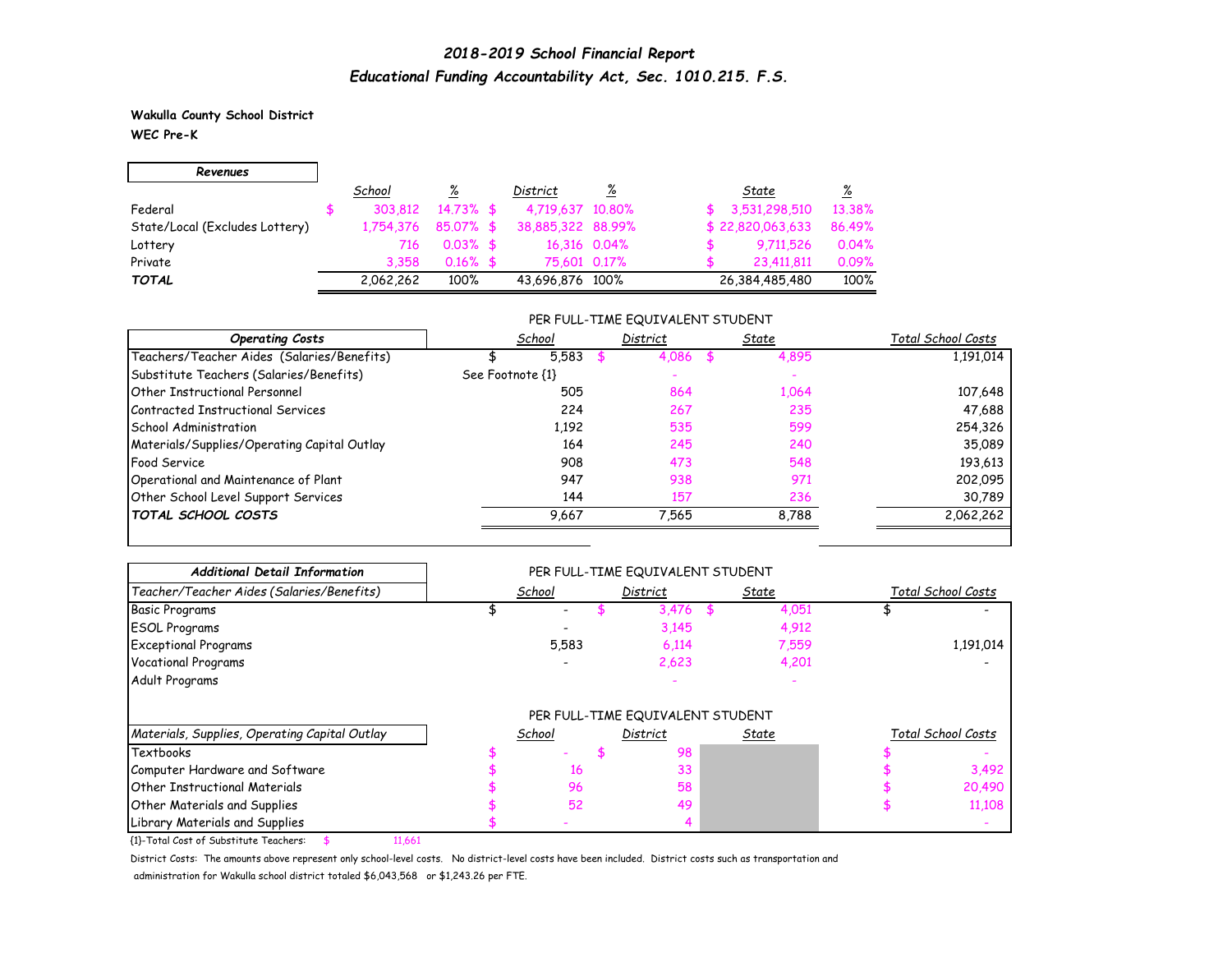## *2018-2019 School Financial Report*

## *Educational Funding Accountability Act, Sec. 1010.215. F.S.*

**Wakulla County School District**

**WEC Pre-K**

| *Revenues* | *School* | *%* | *District* | *%* | *State* | *%* |
|---|---|---|---|---|---|---|
| Federal | $ 303,812 | 14.73% | $ 4,719,637 | 10.80% | $ 3,531,298,510 | 13.38% |
| State/Local (Excludes Lottery) | 1,754,376 | 85.07% | $ 38,885,322 | 88.99% | $ 22,820,063,633 | 86.49% |
| Lottery | 716 | 0.03% | $ 16,316 | 0.04% | $ 9,711,526 | 0.04% |
| Private | 3,358 | 0.16% | $ 75,601 | 0.17% | $ 23,411,811 | 0.09% |
| ***TOTAL*** | 2,062,262 | 100% | 43,696,876 | 100% | 26,384,485,480 | 100% |

PER FULL-TIME EQUIVALENT STUDENT

| *Operating Costs* | *School* | *District* | *State* | *Total School Costs* |
|---|---|---|---|---|
| Teachers/Teacher Aides (Salaries/Benefits) | $ 5,583 | $ 4,086 | $ 4,895 | 1,191,014 |
| Substitute Teachers (Salaries/Benefits) | See Footnote {1} | - | - | |
| Other Instructional Personnel | 505 | 864 | 1,064 | 107,648 |
| Contracted Instructional Services | 224 | 267 | 235 | 47,688 |
| School Administration | 1,192 | 535 | 599 | 254,326 |
| Materials/Supplies/Operating Capital Outlay | 164 | 245 | 240 | 35,089 |
| Food Service | 908 | 473 | 548 | 193,613 |
| Operational and Maintenance of Plant | 947 | 938 | 971 | 202,095 |
| Other School Level Support Services | 144 | 157 | 236 | 30,789 |
| ***TOTAL SCHOOL COSTS*** | 9,667 | 7,565 | 8,788 | 2,062,262 |

| *Additional Detail Information* | PER FULL-TIME EQUIVALENT STUDENT | | | |
|---|---|---|---|---|
| *Teacher/Teacher Aides (Salaries/Benefits)* | *School* | *District* | *State* | *Total School Costs* |
| Basic Programs | $ - | $ 3,476 | $ 4,051 | $ - |
| ESOL Programs | - | 3,145 | 4,912 | |
| Exceptional Programs | 5,583 | 6,114 | 7,559 | 1,191,014 |
| Vocational Programs | - | 2,623 | 4,201 | - |
| Adult Programs | | - | - | |

PER FULL-TIME EQUIVALENT STUDENT

| *Materials, Supplies, Operating Capital Outlay* | *School* | *District* | *State* | *Total School Costs* |
|---|---|---|---|---|
| Textbooks | $ - | $ 98 | | $ - |
| Computer Hardware and Software | $ 16 | 33 | | $ 3,492 |
| Other Instructional Materials | $ 96 | 58 | | $ 20,490 |
| Other Materials and Supplies | $ 52 | 49 | | $ 11,108 |
| Library Materials and Supplies | $ - | 4 | | - |

{1}-Total Cost of Substitute Teachers: $ 11,661

District Costs: The amounts above represent only school-level costs. No district-level costs have been included. District costs such as transportation and administration for Wakulla school district totaled $6,043,568 or $1,243.26 per FTE.